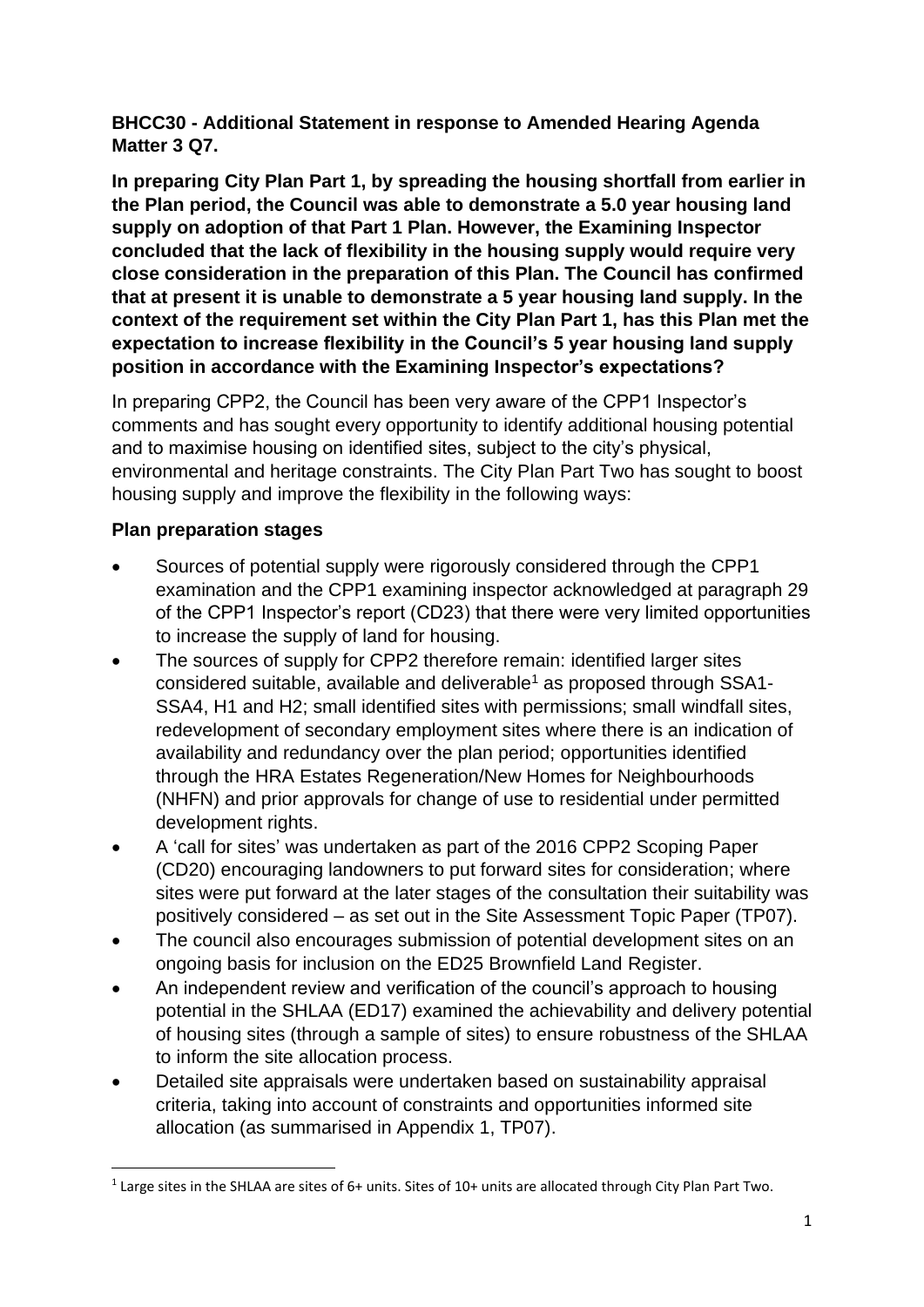**BHCC30 - Additional Statement in response to Amended Hearing Agenda Matter 3 Q7.**

**In preparing City Plan Part 1, by spreading the housing shortfall from earlier in the Plan period, the Council was able to demonstrate a 5.0 year housing land supply on adoption of that Part 1 Plan. However, the Examining Inspector concluded that the lack of flexibility in the housing supply would require very close consideration in the preparation of this Plan. The Council has confirmed that at present it is unable to demonstrate a 5 year housing land supply. In the context of the requirement set within the City Plan Part 1, has this Plan met the expectation to increase flexibility in the Council's 5 year housing land supply position in accordance with the Examining Inspector's expectations?**

In preparing CPP2, the Council has been very aware of the CPP1 Inspector's comments and has sought every opportunity to identify additional housing potential and to maximise housing on identified sites, subject to the city's physical, environmental and heritage constraints. The City Plan Part Two has sought to boost housing supply and improve the flexibility in the following ways:

**Plan preparation stages**

- Sources of potential supply were rigorously considered through the CPP1 examination and the CPP1 examining inspector acknowledged at paragraph 29 of the CPP1 Inspector's report (CD23) that there were very limited opportunities to increase the supply of land for housing.
- The sources of supply for CPP2 therefore remain: identified larger sites considered suitable, available and deliverable[1] as proposed through SSA1-SSA4, H1 and H2; small identified sites with permissions; small windfall sites, redevelopment of secondary employment sites where there is an indication of availability and redundancy over the plan period; opportunities identified through the HRA Estates Regeneration/New Homes for Neighbourhoods (NHFN) and prior approvals for change of use to residential under permitted development rights.
- A 'call for sites' was undertaken as part of the 2016 CPP2 Scoping Paper (CD20) encouraging landowners to put forward sites for consideration; where sites were put forward at the later stages of the consultation their suitability was positively considered – as set out in the Site Assessment Topic Paper (TP07).
- The council also encourages submission of potential development sites on an ongoing basis for inclusion on the ED25 Brownfield Land Register.
- An independent review and verification of the council's approach to housing potential in the SHLAA (ED17) examined the achievability and delivery potential of housing sites (through a sample of sites) to ensure robustness of the SHLAA to inform the site allocation process.
- Detailed site appraisals were undertaken based on sustainability appraisal criteria, taking into account of constraints and opportunities informed site allocation (as summarised in Appendix 1, TP07).

[1] Large sites in the SHLAA are sites of 6+ units. Sites of 10+ units are allocated through City Plan Part Two.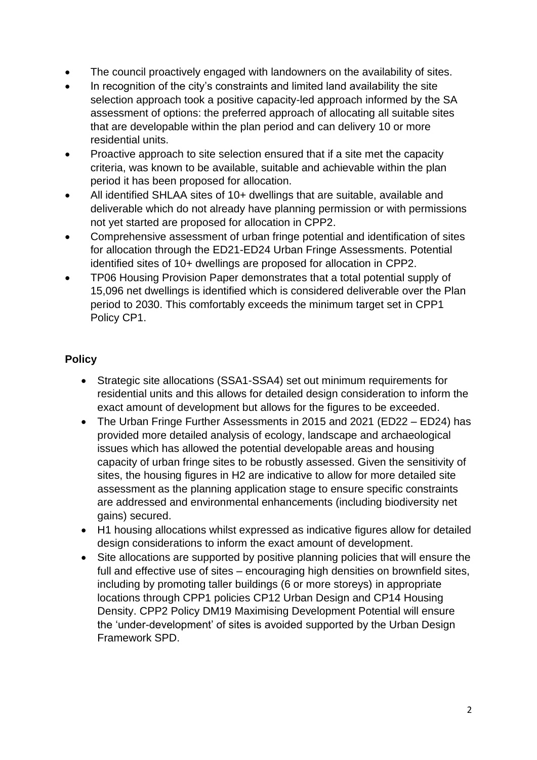- The council proactively engaged with landowners on the availability of sites.
- In recognition of the city's constraints and limited land availability the site selection approach took a positive capacity-led approach informed by the SA assessment of options: the preferred approach of allocating all suitable sites that are developable within the plan period and can delivery 10 or more residential units.
- Proactive approach to site selection ensured that if a site met the capacity criteria, was known to be available, suitable and achievable within the plan period it has been proposed for allocation.
- All identified SHLAA sites of 10+ dwellings that are suitable, available and deliverable which do not already have planning permission or with permissions not yet started are proposed for allocation in CPP2.
- Comprehensive assessment of urban fringe potential and identification of sites for allocation through the ED21-ED24 Urban Fringe Assessments. Potential identified sites of 10+ dwellings are proposed for allocation in CPP2.
- TP06 Housing Provision Paper demonstrates that a total potential supply of 15,096 net dwellings is identified which is considered deliverable over the Plan period to 2030. This comfortably exceeds the minimum target set in CPP1 Policy CP1.

**Policy**

- Strategic site allocations (SSA1-SSA4) set out minimum requirements for residential units and this allows for detailed design consideration to inform the exact amount of development but allows for the figures to be exceeded.
- The Urban Fringe Further Assessments in 2015 and 2021 (ED22 – ED24) has provided more detailed analysis of ecology, landscape and archaeological issues which has allowed the potential developable areas and housing capacity of urban fringe sites to be robustly assessed. Given the sensitivity of sites, the housing figures in H2 are indicative to allow for more detailed site assessment as the planning application stage to ensure specific constraints are addressed and environmental enhancements (including biodiversity net gains) secured.
- H1 housing allocations whilst expressed as indicative figures allow for detailed design considerations to inform the exact amount of development.
- Site allocations are supported by positive planning policies that will ensure the full and effective use of sites – encouraging high densities on brownfield sites, including by promoting taller buildings (6 or more storeys) in appropriate locations through CPP1 policies CP12 Urban Design and CP14 Housing Density. CPP2 Policy DM19 Maximising Development Potential will ensure the 'under-development' of sites is avoided supported by the Urban Design Framework SPD.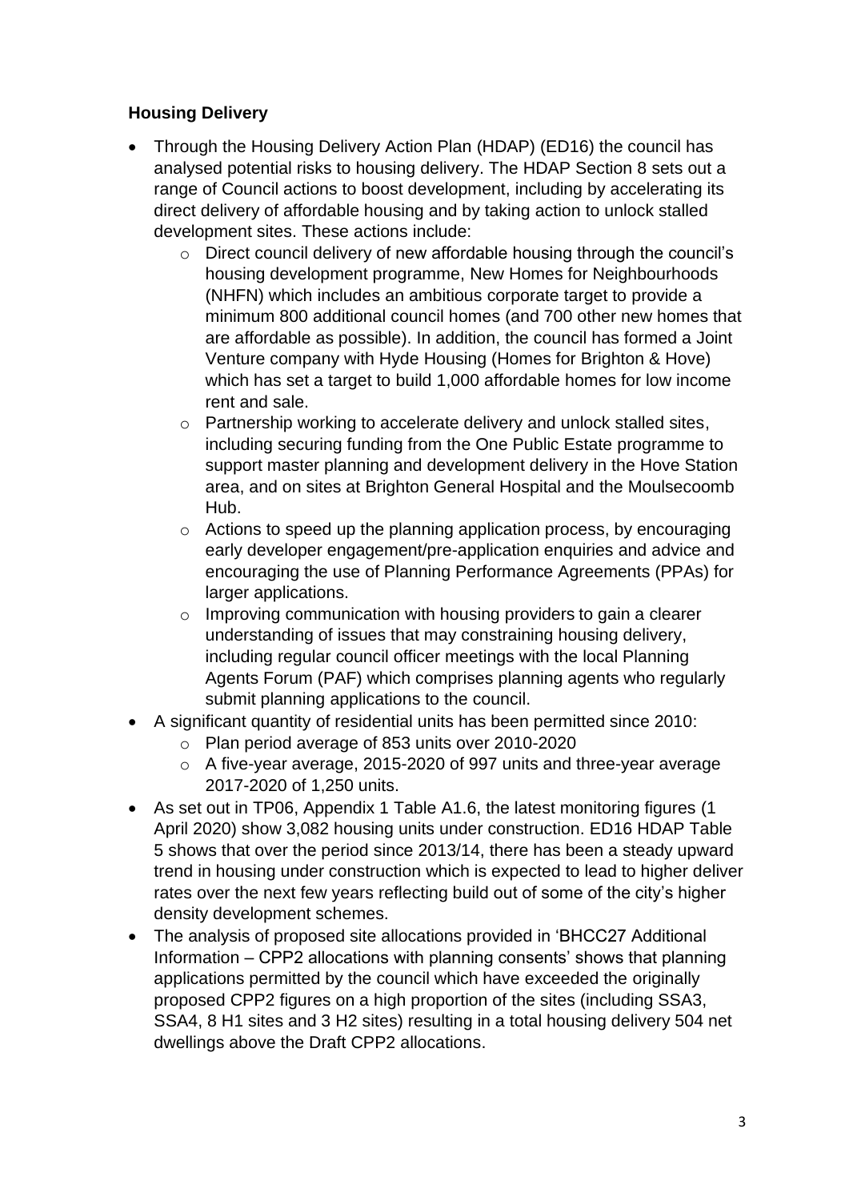**Housing Delivery**

- Through the Housing Delivery Action Plan (HDAP) (ED16) the council has analysed potential risks to housing delivery. The HDAP Section 8 sets out a range of Council actions to boost development, including by accelerating its direct delivery of affordable housing and by taking action to unlock stalled development sites. These actions include:
    - Direct council delivery of new affordable housing through the council's housing development programme, New Homes for Neighbourhoods (NHFN) which includes an ambitious corporate target to provide a minimum 800 additional council homes (and 700 other new homes that are affordable as possible). In addition, the council has formed a Joint Venture company with Hyde Housing (Homes for Brighton & Hove) which has set a target to build 1,000 affordable homes for low income rent and sale.
    - Partnership working to accelerate delivery and unlock stalled sites, including securing funding from the One Public Estate programme to support master planning and development delivery in the Hove Station area, and on sites at Brighton General Hospital and the Moulsecoomb Hub.
    - Actions to speed up the planning application process, by encouraging early developer engagement/pre-application enquiries and advice and encouraging the use of Planning Performance Agreements (PPAs) for larger applications.
    - Improving communication with housing providers to gain a clearer understanding of issues that may constraining housing delivery, including regular council officer meetings with the local Planning Agents Forum (PAF) which comprises planning agents who regularly submit planning applications to the council.
- A significant quantity of residential units has been permitted since 2010:
    - Plan period average of 853 units over 2010-2020
    - A five-year average, 2015-2020 of 997 units and three-year average 2017-2020 of 1,250 units.
- As set out in TP06, Appendix 1 Table A1.6, the latest monitoring figures (1 April 2020) show 3,082 housing units under construction. ED16 HDAP Table 5 shows that over the period since 2013/14, there has been a steady upward trend in housing under construction which is expected to lead to higher deliver rates over the next few years reflecting build out of some of the city's higher density development schemes.
- The analysis of proposed site allocations provided in 'BHCC27 Additional Information – CPP2 allocations with planning consents' shows that planning applications permitted by the council which have exceeded the originally proposed CPP2 figures on a high proportion of the sites (including SSA3, SSA4, 8 H1 sites and 3 H2 sites) resulting in a total housing delivery 504 net dwellings above the Draft CPP2 allocations.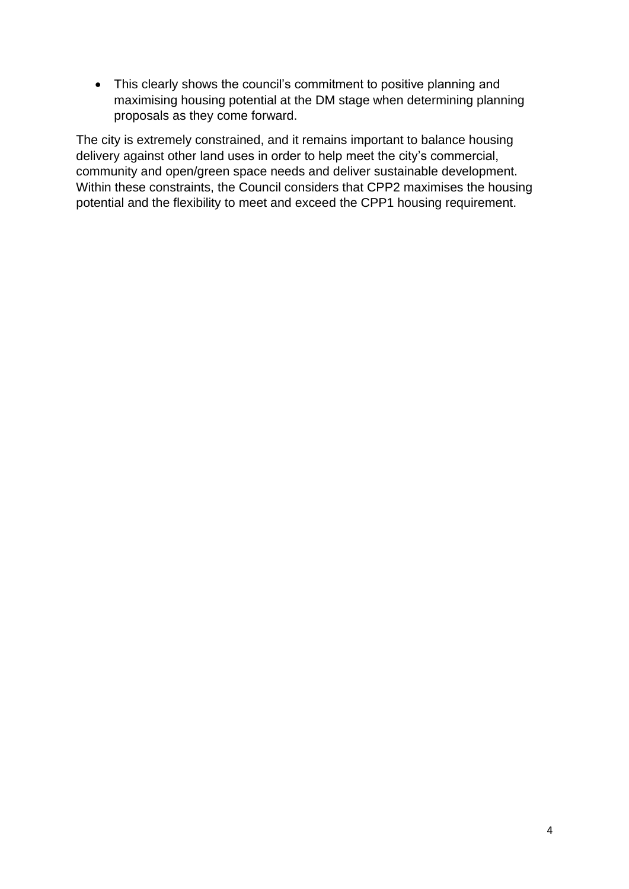- This clearly shows the council's commitment to positive planning and maximising housing potential at the DM stage when determining planning proposals as they come forward.

The city is extremely constrained, and it remains important to balance housing delivery against other land uses in order to help meet the city's commercial, community and open/green space needs and deliver sustainable development. Within these constraints, the Council considers that CPP2 maximises the housing potential and the flexibility to meet and exceed the CPP1 housing requirement.